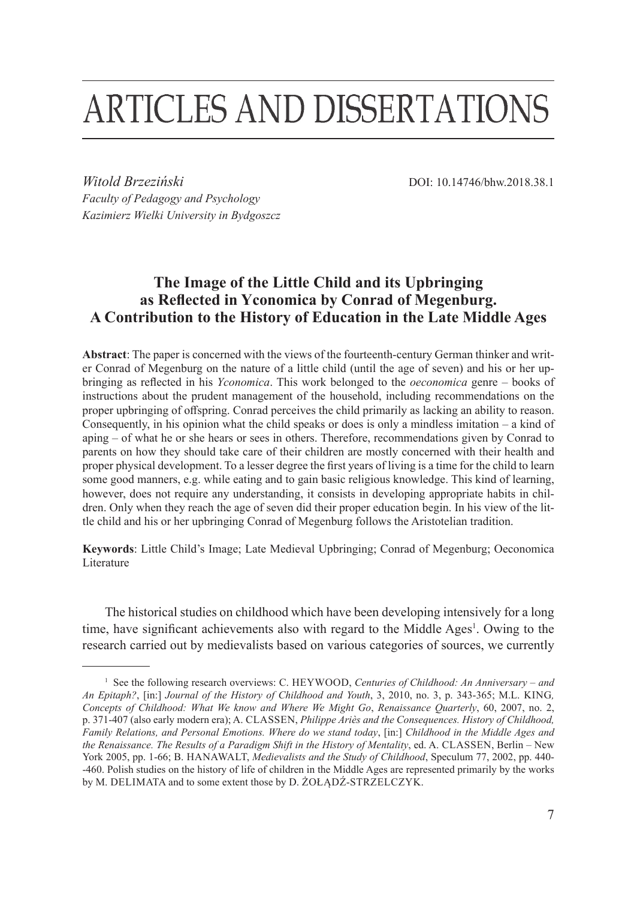# ARTICLES AND DISSERTATIONS

*Witold Brzeziński*
*Faculty of Pedagogy and Psychology*
*Kazimierz Wielki University in Bydgoszcz*

DOI: 10.14746/bhw.2018.38.1

## The Image of the Little Child and its Upbringing as Reflected in Yconomica by Conrad of Megenburg. A Contribution to the History of Education in the Late Middle Ages

**Abstract**: The paper is concerned with the views of the fourteenth-century German thinker and writer Conrad of Megenburg on the nature of a little child (until the age of seven) and his or her upbringing as reflected in his *Yconomica*. This work belonged to the *oeconomica* genre – books of instructions about the prudent management of the household, including recommendations on the proper upbringing of offspring. Conrad perceives the child primarily as lacking an ability to reason. Consequently, in his opinion what the child speaks or does is only a mindless imitation – a kind of aping – of what he or she hears or sees in others. Therefore, recommendations given by Conrad to parents on how they should take care of their children are mostly concerned with their health and proper physical development. To a lesser degree the first years of living is a time for the child to learn some good manners, e.g. while eating and to gain basic religious knowledge. This kind of learning, however, does not require any understanding, it consists in developing appropriate habits in children. Only when they reach the age of seven did their proper education begin. In his view of the little child and his or her upbringing Conrad of Megenburg follows the Aristotelian tradition.

**Keywords**: Little Child's Image; Late Medieval Upbringing; Conrad of Megenburg; Oeconomica Literature

The historical studies on childhood which have been developing intensively for a long time, have significant achievements also with regard to the Middle Ages[1]. Owing to the research carried out by medievalists based on various categories of sources, we currently

---

[1] See the following research overviews: C. HEYWOOD, *Centuries of Childhood: An Anniversary – and An Epitaph?*, [in:] *Journal of the History of Childhood and Youth*, 3, 2010, no. 3, p. 343-365; M.L. KING, *Concepts of Childhood: What We know and Where We Might Go*, *Renaissance Quarterly*, 60, 2007, no. 2, p. 371-407 (also early modern era); A. CLASSEN, *Philippe Ariès and the Consequences. History of Childhood, Family Relations, and Personal Emotions. Where do we stand today*, [in:] *Childhood in the Middle Ages and the Renaissance. The Results of a Paradigm Shift in the History of Mentality*, ed. A. CLASSEN, Berlin – New York 2005, pp. 1-66; B. HANAWALT, *Medievalists and the Study of Childhood*, Speculum 77, 2002, pp. 440-460. Polish studies on the history of life of children in the Middle Ages are represented primarily by the works by M. DELIMATA and to some extent those by D. ŻOŁĄDŹ-STRZELCZYK.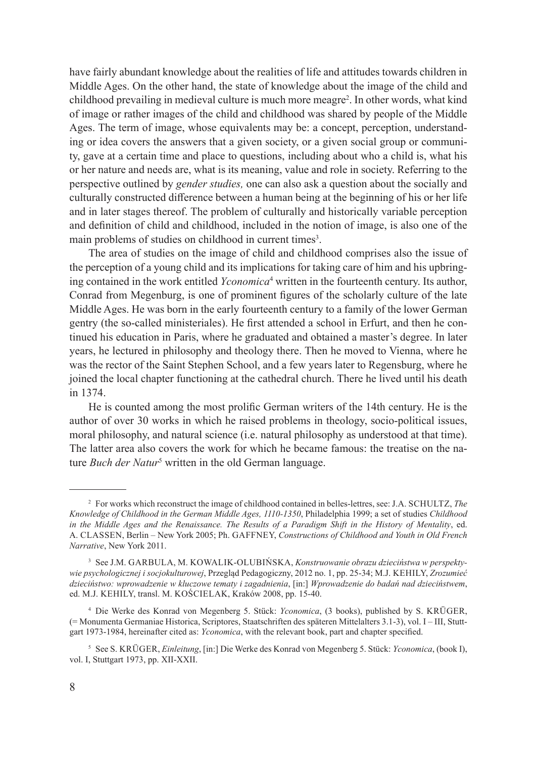have fairly abundant knowledge about the realities of life and attitudes towards children in Middle Ages. On the other hand, the state of knowledge about the image of the child and childhood prevailing in medieval culture is much more meagre[2]. In other words, what kind of image or rather images of the child and childhood was shared by people of the Middle Ages. The term of image, whose equivalents may be: a concept, perception, understanding or idea covers the answers that a given society, or a given social group or community, gave at a certain time and place to questions, including about who a child is, what his or her nature and needs are, what is its meaning, value and role in society. Referring to the perspective outlined by *gender studies,* one can also ask a question about the socially and culturally constructed difference between a human being at the beginning of his or her life and in later stages thereof. The problem of culturally and historically variable perception and definition of child and childhood, included in the notion of image, is also one of the main problems of studies on childhood in current times[3].

The area of studies on the image of child and childhood comprises also the issue of the perception of a young child and its implications for taking care of him and his upbringing contained in the work entitled *Yconomica*[4] written in the fourteenth century. Its author, Conrad from Megenburg, is one of prominent figures of the scholarly culture of the late Middle Ages. He was born in the early fourteenth century to a family of the lower German gentry (the so-called ministeriales). He first attended a school in Erfurt, and then he continued his education in Paris, where he graduated and obtained a master's degree. In later years, he lectured in philosophy and theology there. Then he moved to Vienna, where he was the rector of the Saint Stephen School, and a few years later to Regensburg, where he joined the local chapter functioning at the cathedral church. There he lived until his death in 1374.

He is counted among the most prolific German writers of the 14th century. He is the author of over 30 works in which he raised problems in theology, socio-political issues, moral philosophy, and natural science (i.e. natural philosophy as understood at that time). The latter area also covers the work for which he became famous: the treatise on the nature *Buch der Natur*[5] written in the old German language.

---

[2] For works which reconstruct the image of childhood contained in belles-lettres, see: J.A. SCHULTZ, *The Knowledge of Childhood in the German Middle Ages, 1110-1350*, Philadelphia 1999; a set of studies *Childhood in the Middle Ages and the Renaissance. The Results of a Paradigm Shift in the History of Mentality*, ed. A. CLASSEN, Berlin – New York 2005; Ph. GAFFNEY, *Constructions of Childhood and Youth in Old French Narrative*, New York 2011.

[3] See J.M. GARBULA, M. KOWALIK-OLUBIŃSKA, *Konstruowanie obrazu dzieciństwa w perspektywie psychologicznej i socjokulturowej*, Przegląd Pedagogiczny, 2012 no. 1, pp. 25-34; M.J. KEHILY, *Zrozumieć dzieciństwo: wprowadzenie w kluczowe tematy i zagadnienia*, [in:] *Wprowadzenie do badań nad dzieciństwem*, ed. M.J. KEHILY, transl. M. KOŚCIELAK, Kraków 2008, pp. 15-40.

[4] Die Werke des Konrad von Megenberg 5. Stück: *Yconomica*, (3 books), published by S. KRÜGER, (= Monumenta Germaniae Historica, Scriptores, Staatschriften des späteren Mittelalters 3.1-3), vol. I – III, Stuttgart 1973-1984, hereinafter cited as: *Yconomica*, with the relevant book, part and chapter specified.

[5] See S. KRÜGER, *Einleitung*, [in:] Die Werke des Konrad von Megenberg 5. Stück: *Yconomica*, (book I), vol. I, Stuttgart 1973, pp. XII-XXII.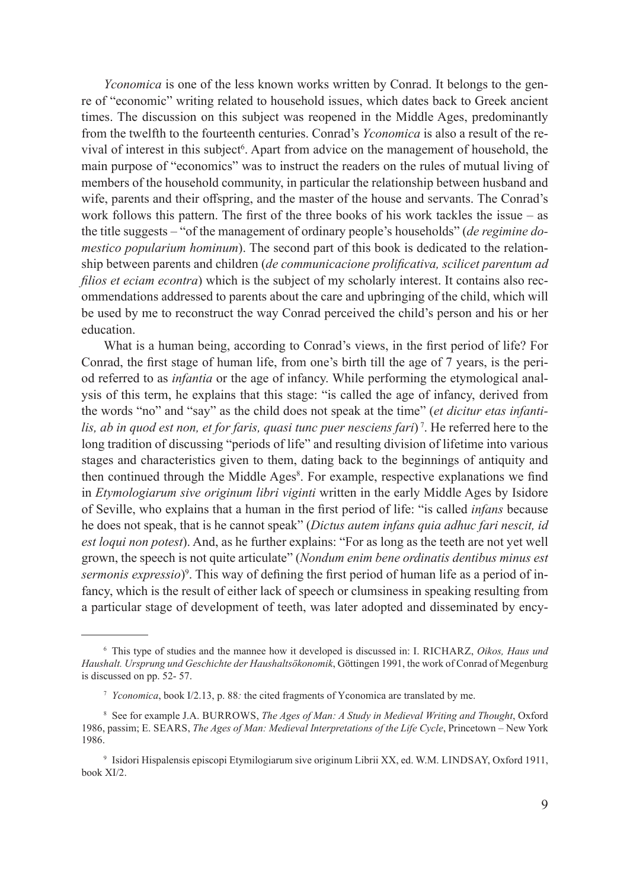*Yconomica* is one of the less known works written by Conrad. It belongs to the genre of "economic" writing related to household issues, which dates back to Greek ancient times. The discussion on this subject was reopened in the Middle Ages, predominantly from the twelfth to the fourteenth centuries. Conrad's *Yconomica* is also a result of the revival of interest in this subject[6]. Apart from advice on the management of household, the main purpose of "economics" was to instruct the readers on the rules of mutual living of members of the household community, in particular the relationship between husband and wife, parents and their offspring, and the master of the house and servants. The Conrad's work follows this pattern. The first of the three books of his work tackles the issue – as the title suggests – "of the management of ordinary people's households" (*de regimine domestico popularium hominum*). The second part of this book is dedicated to the relationship between parents and children (*de communicacione prolificativa, scilicet parentum ad filios et eciam econtra*) which is the subject of my scholarly interest. It contains also recommendations addressed to parents about the care and upbringing of the child, which will be used by me to reconstruct the way Conrad perceived the child's person and his or her education.

What is a human being, according to Conrad's views, in the first period of life? For Conrad, the first stage of human life, from one's birth till the age of 7 years, is the period referred to as *infantia* or the age of infancy. While performing the etymological analysis of this term, he explains that this stage: "is called the age of infancy, derived from the words "no" and "say" as the child does not speak at the time" (*et dicitur etas infantilis, ab in quod est non, et for faris, quasi tunc puer nesciens fari*)[7]. He referred here to the long tradition of discussing "periods of life" and resulting division of lifetime into various stages and characteristics given to them, dating back to the beginnings of antiquity and then continued through the Middle Ages[8]. For example, respective explanations we find in *Etymologiarum sive originum libri viginti* written in the early Middle Ages by Isidore of Seville, who explains that a human in the first period of life: "is called *infans* because he does not speak, that is he cannot speak" (*Dictus autem infans quia adhuc fari nescit, id est loqui non potest*). And, as he further explains: "For as long as the teeth are not yet well grown, the speech is not quite articulate" (*Nondum enim bene ordinatis dentibus minus est sermonis expressio*)[9]. This way of defining the first period of human life as a period of infancy, which is the result of either lack of speech or clumsiness in speaking resulting from a particular stage of development of teeth, was later adopted and disseminated by ency-

---

[6] This type of studies and the mannee how it developed is discussed in: I. RICHARZ, *Oikos, Haus und Haushalt. Ursprung und Geschichte der Haushaltsökonomik*, Göttingen 1991, the work of Conrad of Megenburg is discussed on pp. 52- 57.

[7] *Yconomica*, book I/2.13, p. 88*:* the cited fragments of Yconomica are translated by me.

[8] See for example J.A. BURROWS, *The Ages of Man: A Study in Medieval Writing and Thought*, Oxford 1986, passim; E. SEARS, *The Ages of Man: Medieval Interpretations of the Life Cycle*, Princetown – New York 1986.

[9] Isidori Hispalensis episcopi Etymilogiarum sive originum Librii XX, ed. W.M. LINDSAY, Oxford 1911, book XI/2.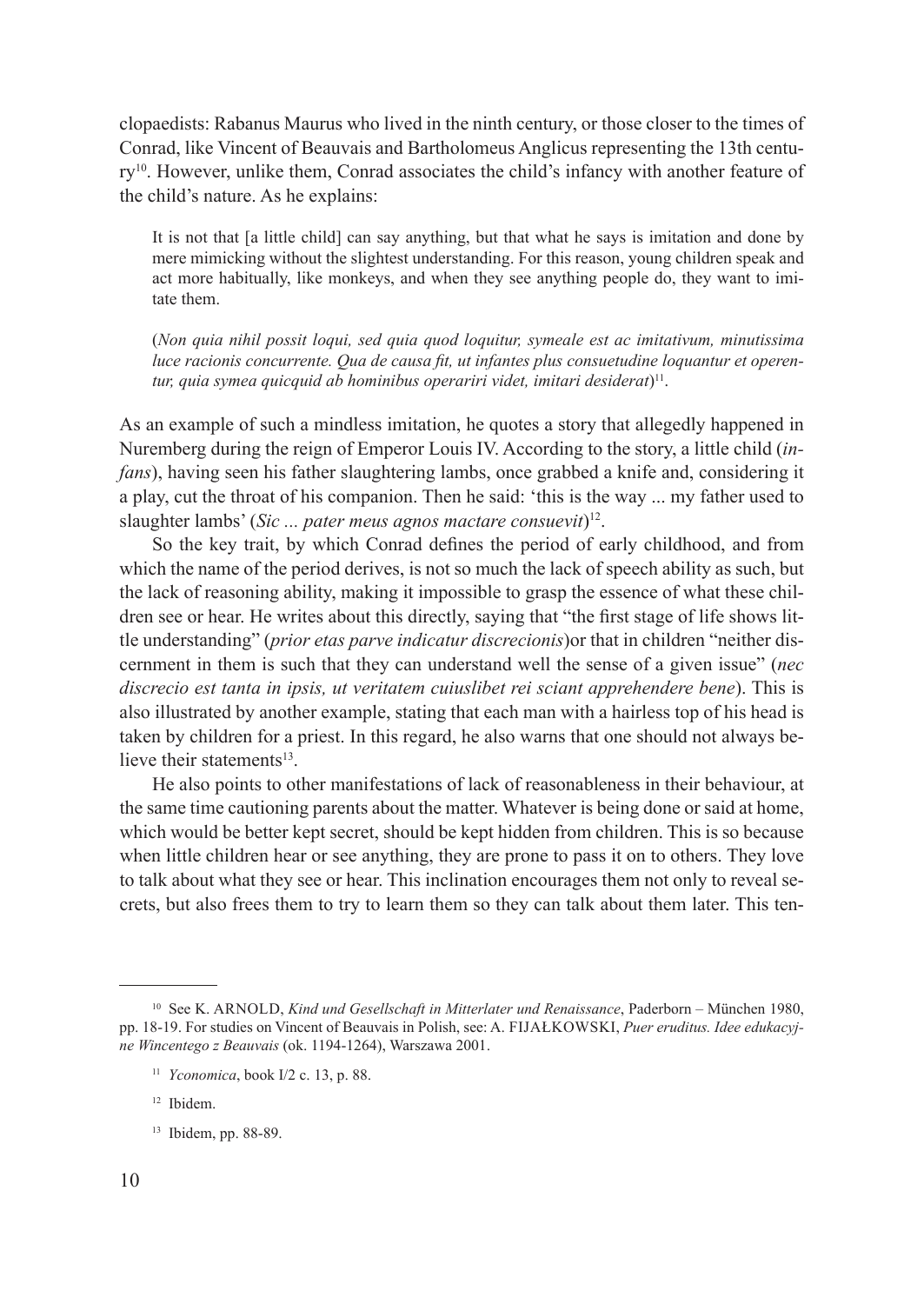clopaedists: Rabanus Maurus who lived in the ninth century, or those closer to the times of Conrad, like Vincent of Beauvais and Bartholomeus Anglicus representing the 13th century[10]. However, unlike them, Conrad associates the child's infancy with another feature of the child's nature. As he explains:

> It is not that [a little child] can say anything, but that what he says is imitation and done by mere mimicking without the slightest understanding. For this reason, young children speak and act more habitually, like monkeys, and when they see anything people do, they want to imitate them.
>
> (*Non quia nihil possit loqui, sed quia quod loquitur, symeale est ac imitativum, minutissima luce racionis concurrente. Qua de causa fit, ut infantes plus consuetudine loquantur et operentur, quia symea quicquid ab hominibus operariri videt, imitari desiderat*)[11].

As an example of such a mindless imitation, he quotes a story that allegedly happened in Nuremberg during the reign of Emperor Louis IV. According to the story, a little child (*infans*), having seen his father slaughtering lambs, once grabbed a knife and, considering it a play, cut the throat of his companion. Then he said: 'this is the way ... my father used to slaughter lambs' (*Sic ... pater meus agnos mactare consuevit*)[12].

So the key trait, by which Conrad defines the period of early childhood, and from which the name of the period derives, is not so much the lack of speech ability as such, but the lack of reasoning ability, making it impossible to grasp the essence of what these children see or hear. He writes about this directly, saying that "the first stage of life shows little understanding" (*prior etas parve indicatur discrecionis*)or that in children "neither discernment in them is such that they can understand well the sense of a given issue" (*nec discrecio est tanta in ipsis, ut veritatem cuiuslibet rei sciant apprehendere bene*). This is also illustrated by another example, stating that each man with a hairless top of his head is taken by children for a priest. In this regard, he also warns that one should not always believe their statements[13].

He also points to other manifestations of lack of reasonableness in their behaviour, at the same time cautioning parents about the matter. Whatever is being done or said at home, which would be better kept secret, should be kept hidden from children. This is so because when little children hear or see anything, they are prone to pass it on to others. They love to talk about what they see or hear. This inclination encourages them not only to reveal secrets, but also frees them to try to learn them so they can talk about them later. This ten-

---

[10] See K. ARNOLD, *Kind und Gesellschaft in Mitterlater und Renaissance*, Paderborn – München 1980, pp. 18-19. For studies on Vincent of Beauvais in Polish, see: A. FIJAŁKOWSKI, *Puer eruditus. Idee edukacyjne Wincentego z Beauvais* (ok. 1194-1264), Warszawa 2001.

[11] *Yconomica*, book I/2 c. 13, p. 88.

[12] Ibidem.

[13] Ibidem, pp. 88-89.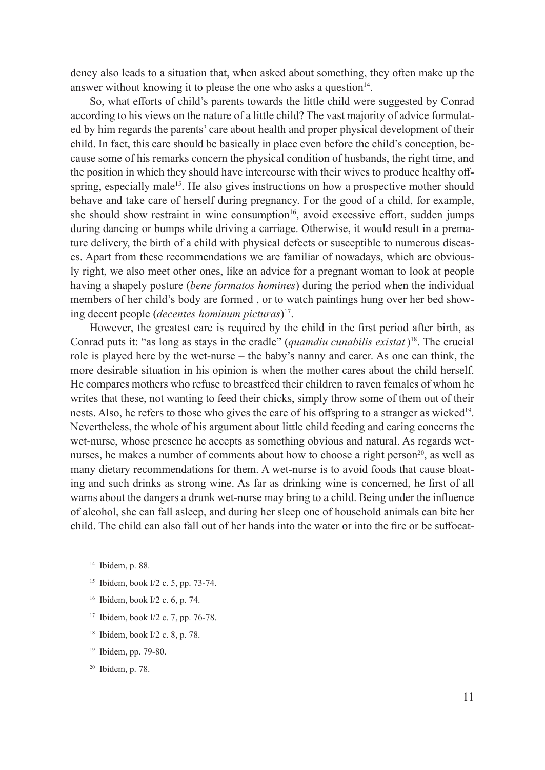dency also leads to a situation that, when asked about something, they often make up the answer without knowing it to please the one who asks a question[14].

So, what efforts of child's parents towards the little child were suggested by Conrad according to his views on the nature of a little child? The vast majority of advice formulated by him regards the parents' care about health and proper physical development of their child. In fact, this care should be basically in place even before the child's conception, because some of his remarks concern the physical condition of husbands, the right time, and the position in which they should have intercourse with their wives to produce healthy offspring, especially male[15]. He also gives instructions on how a prospective mother should behave and take care of herself during pregnancy. For the good of a child, for example, she should show restraint in wine consumption[16], avoid excessive effort, sudden jumps during dancing or bumps while driving a carriage. Otherwise, it would result in a premature delivery, the birth of a child with physical defects or susceptible to numerous diseases. Apart from these recommendations we are familiar of nowadays, which are obviously right, we also meet other ones, like an advice for a pregnant woman to look at people having a shapely posture (*bene formatos homines*) during the period when the individual members of her child's body are formed , or to watch paintings hung over her bed showing decent people (*decentes hominum picturas*)[17].

However, the greatest care is required by the child in the first period after birth, as Conrad puts it: "as long as stays in the cradle" (*quamdiu cunabilis existat* )[18]. The crucial role is played here by the wet-nurse – the baby's nanny and carer. As one can think, the more desirable situation in his opinion is when the mother cares about the child herself. He compares mothers who refuse to breastfeed their children to raven females of whom he writes that these, not wanting to feed their chicks, simply throw some of them out of their nests. Also, he refers to those who gives the care of his offspring to a stranger as wicked[19]. Nevertheless, the whole of his argument about little child feeding and caring concerns the wet-nurse, whose presence he accepts as something obvious and natural. As regards wet-nurses, he makes a number of comments about how to choose a right person[20], as well as many dietary recommendations for them. A wet-nurse is to avoid foods that cause bloating and such drinks as strong wine. As far as drinking wine is concerned, he first of all warns about the dangers a drunk wet-nurse may bring to a child. Being under the influence of alcohol, she can fall asleep, and during her sleep one of household animals can bite her child. The child can also fall out of her hands into the water or into the fire or be suffocat-

---

[14] Ibidem, p. 88.

[15] Ibidem, book I/2 c. 5, pp. 73-74.

[16] Ibidem, book I/2 c. 6, p. 74.

[17] Ibidem, book I/2 c. 7, pp. 76-78.

[18] Ibidem, book I/2 c. 8, p. 78.

[19] Ibidem, pp. 79-80.

[20] Ibidem, p. 78.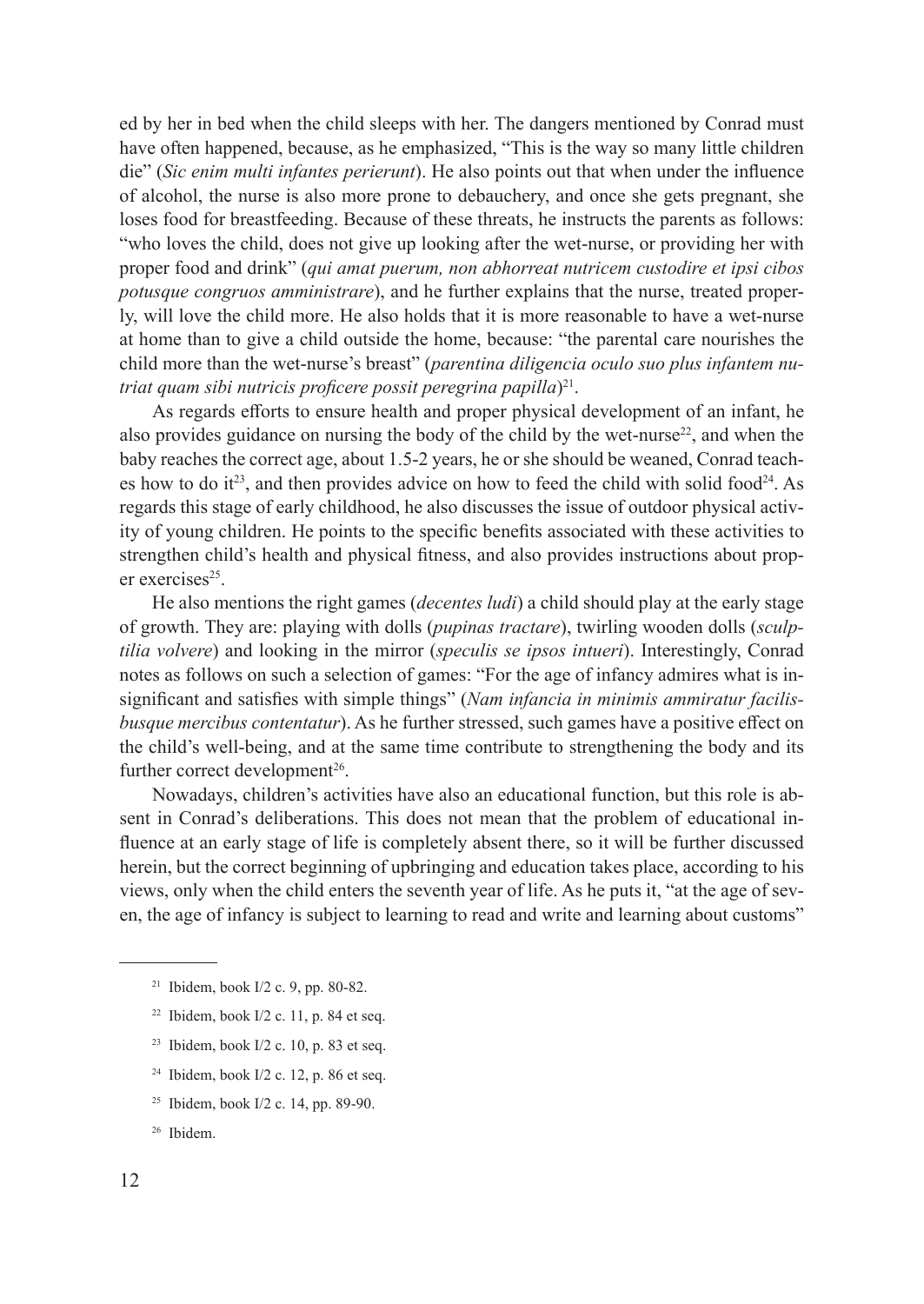ed by her in bed when the child sleeps with her. The dangers mentioned by Conrad must have often happened, because, as he emphasized, "This is the way so many little children die" (*Sic enim multi infantes perierunt*). He also points out that when under the influence of alcohol, the nurse is also more prone to debauchery, and once she gets pregnant, she loses food for breastfeeding. Because of these threats, he instructs the parents as follows: "who loves the child, does not give up looking after the wet-nurse, or providing her with proper food and drink" (*qui amat puerum, non abhorreat nutricem custodire et ipsi cibos potusque congruos amministrare*), and he further explains that the nurse, treated properly, will love the child more. He also holds that it is more reasonable to have a wet-nurse at home than to give a child outside the home, because: "the parental care nourishes the child more than the wet-nurse's breast" (*parentina diligencia oculo suo plus infantem nutriat quam sibi nutricis proficere possit peregrina papilla*)[21].

As regards efforts to ensure health and proper physical development of an infant, he also provides guidance on nursing the body of the child by the wet-nurse[22], and when the baby reaches the correct age, about 1.5-2 years, he or she should be weaned, Conrad teaches how to do it[23], and then provides advice on how to feed the child with solid food[24]. As regards this stage of early childhood, he also discusses the issue of outdoor physical activity of young children. He points to the specific benefits associated with these activities to strengthen child's health and physical fitness, and also provides instructions about proper exercises[25].

He also mentions the right games (*decentes ludi*) a child should play at the early stage of growth. They are: playing with dolls (*pupinas tractare*), twirling wooden dolls (*sculptilia volvere*) and looking in the mirror (*speculis se ipsos intueri*). Interestingly, Conrad notes as follows on such a selection of games: "For the age of infancy admires what is insignificant and satisfies with simple things" (*Nam infancia in minimis ammiratur facilisbusque mercibus contentatur*). As he further stressed, such games have a positive effect on the child's well-being, and at the same time contribute to strengthening the body and its further correct development[26].

Nowadays, children's activities have also an educational function, but this role is absent in Conrad's deliberations. This does not mean that the problem of educational influence at an early stage of life is completely absent there, so it will be further discussed herein, but the correct beginning of upbringing and education takes place, according to his views, only when the child enters the seventh year of life. As he puts it, "at the age of seven, the age of infancy is subject to learning to read and write and learning about customs"

---

[21] Ibidem, book I/2 c. 9, pp. 80-82.

[22] Ibidem, book I/2 c. 11, p. 84 et seq.

[23] Ibidem, book I/2 c. 10, p. 83 et seq.

[24] Ibidem, book I/2 c. 12, p. 86 et seq.

[25] Ibidem, book I/2 c. 14, pp. 89-90.

[26] Ibidem.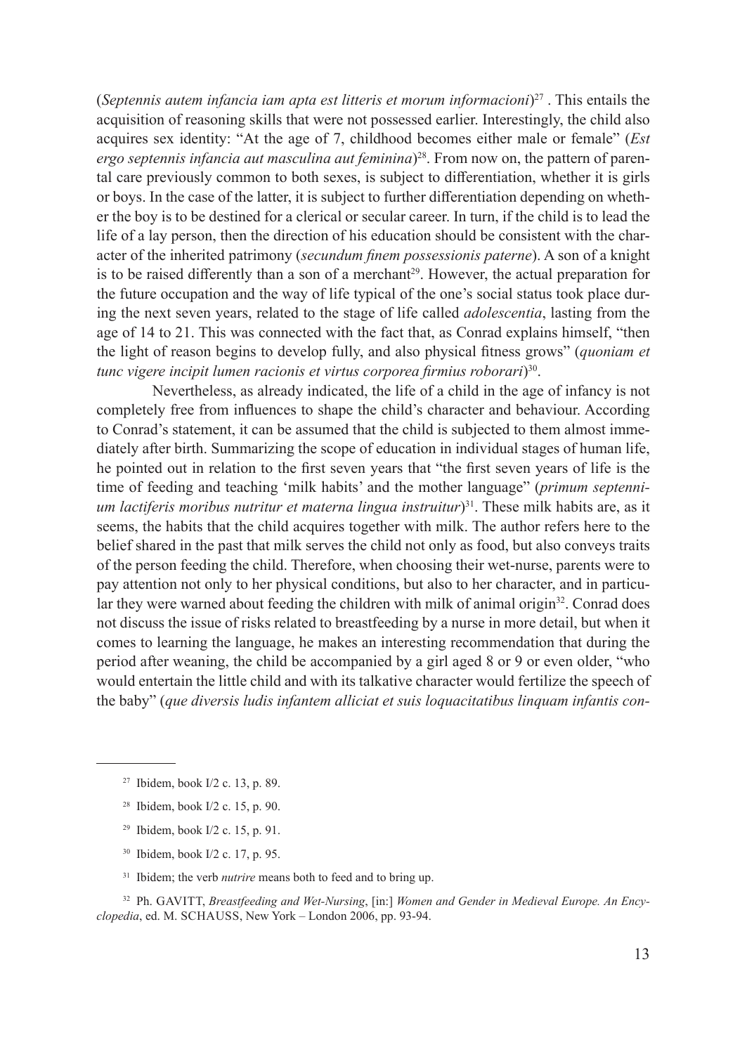(*Septennis autem infancia iam apta est litteris et morum informacioni*)[27] . This entails the acquisition of reasoning skills that were not possessed earlier. Interestingly, the child also acquires sex identity: "At the age of 7, childhood becomes either male or female" (*Est ergo septennis infancia aut masculina aut feminina*)[28]. From now on, the pattern of parental care previously common to both sexes, is subject to differentiation, whether it is girls or boys. In the case of the latter, it is subject to further differentiation depending on whether the boy is to be destined for a clerical or secular career. In turn, if the child is to lead the life of a lay person, then the direction of his education should be consistent with the character of the inherited patrimony (*secundum finem possessionis paterne*). A son of a knight is to be raised differently than a son of a merchant[29]. However, the actual preparation for the future occupation and the way of life typical of the one's social status took place during the next seven years, related to the stage of life called *adolescentia*, lasting from the age of 14 to 21. This was connected with the fact that, as Conrad explains himself, "then the light of reason begins to develop fully, and also physical fitness grows" (*quoniam et tunc vigere incipit lumen racionis et virtus corporea firmius roborari*)[30].

Nevertheless, as already indicated, the life of a child in the age of infancy is not completely free from influences to shape the child's character and behaviour. According to Conrad's statement, it can be assumed that the child is subjected to them almost immediately after birth. Summarizing the scope of education in individual stages of human life, he pointed out in relation to the first seven years that "the first seven years of life is the time of feeding and teaching 'milk habits' and the mother language" (*primum septennium lactiferis moribus nutritur et materna lingua instruitur*)[31]. These milk habits are, as it seems, the habits that the child acquires together with milk. The author refers here to the belief shared in the past that milk serves the child not only as food, but also conveys traits of the person feeding the child. Therefore, when choosing their wet-nurse, parents were to pay attention not only to her physical conditions, but also to her character, and in particular they were warned about feeding the children with milk of animal origin[32]. Conrad does not discuss the issue of risks related to breastfeeding by a nurse in more detail, but when it comes to learning the language, he makes an interesting recommendation that during the period after weaning, the child be accompanied by a girl aged 8 or 9 or even older, "who would entertain the little child and with its talkative character would fertilize the speech of the baby" (*que diversis ludis infantem alliciat et suis loquacitatibus linquam infantis con-*

---

[27] Ibidem, book I/2 c. 13, p. 89.

[28] Ibidem, book I/2 c. 15, p. 90.

[29] Ibidem, book I/2 c. 15, p. 91.

[30] Ibidem, book I/2 c. 17, p. 95.

[31] Ibidem; the verb *nutrire* means both to feed and to bring up.

[32] Ph. GAVITT, *Breastfeeding and Wet-Nursing*, [in:] *Women and Gender in Medieval Europe. An Encyclopedia*, ed. M. SCHAUSS, New York – London 2006, pp. 93-94.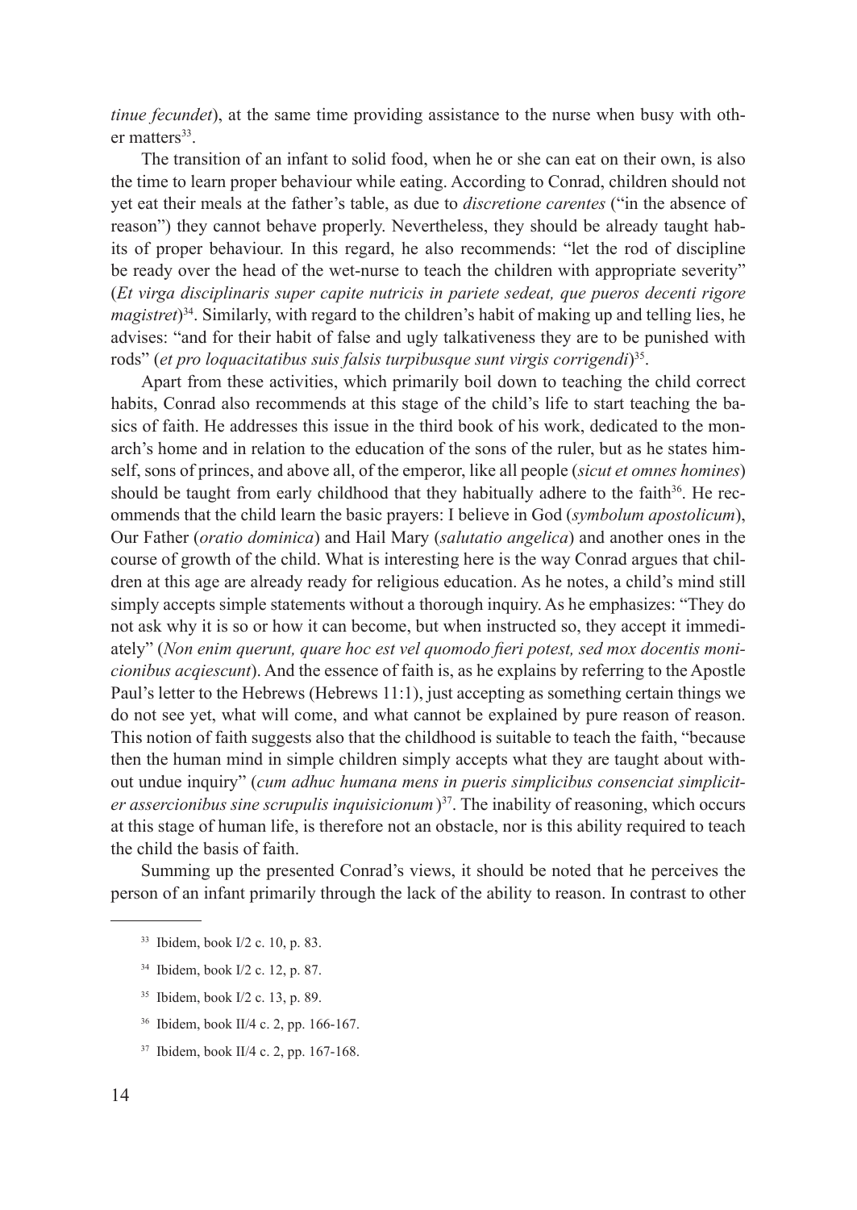*tinue fecundet*), at the same time providing assistance to the nurse when busy with other matters[33].

The transition of an infant to solid food, when he or she can eat on their own, is also the time to learn proper behaviour while eating. According to Conrad, children should not yet eat their meals at the father's table, as due to *discretione carentes* ("in the absence of reason") they cannot behave properly. Nevertheless, they should be already taught habits of proper behaviour. In this regard, he also recommends: "let the rod of discipline be ready over the head of the wet-nurse to teach the children with appropriate severity" (*Et virga disciplinaris super capite nutricis in pariete sedeat, que pueros decenti rigore magistret*)[34]. Similarly, with regard to the children's habit of making up and telling lies, he advises: "and for their habit of false and ugly talkativeness they are to be punished with rods" (*et pro loquacitatibus suis falsis turpibusque sunt virgis corrigendi*)[35].

Apart from these activities, which primarily boil down to teaching the child correct habits, Conrad also recommends at this stage of the child's life to start teaching the basics of faith. He addresses this issue in the third book of his work, dedicated to the monarch's home and in relation to the education of the sons of the ruler, but as he states himself, sons of princes, and above all, of the emperor, like all people (*sicut et omnes homines*) should be taught from early childhood that they habitually adhere to the faith[36]. He recommends that the child learn the basic prayers: I believe in God (*symbolum apostolicum*), Our Father (*oratio dominica*) and Hail Mary (*salutatio angelica*) and another ones in the course of growth of the child. What is interesting here is the way Conrad argues that children at this age are already ready for religious education. As he notes, a child's mind still simply accepts simple statements without a thorough inquiry. As he emphasizes: "They do not ask why it is so or how it can become, but when instructed so, they accept it immediately" (*Non enim querunt, quare hoc est vel quomodo fieri potest, sed mox docentis monicionibus acqiescunt*). And the essence of faith is, as he explains by referring to the Apostle Paul's letter to the Hebrews (Hebrews 11:1), just accepting as something certain things we do not see yet, what will come, and what cannot be explained by pure reason of reason. This notion of faith suggests also that the childhood is suitable to teach the faith, "because then the human mind in simple children simply accepts what they are taught about without undue inquiry" (*cum adhuc humana mens in pueris simplicibus consenciat simpliciter assercionibus sine scrupulis inquisicionum*)[37]. The inability of reasoning, which occurs at this stage of human life, is therefore not an obstacle, nor is this ability required to teach the child the basis of faith.

Summing up the presented Conrad's views, it should be noted that he perceives the person of an infant primarily through the lack of the ability to reason. In contrast to other

---

[33] Ibidem, book I/2 c. 10, p. 83.

[34] Ibidem, book I/2 c. 12, p. 87.

[35] Ibidem, book I/2 c. 13, p. 89.

[36] Ibidem, book II/4 c. 2, pp. 166-167.

[37] Ibidem, book II/4 c. 2, pp. 167-168.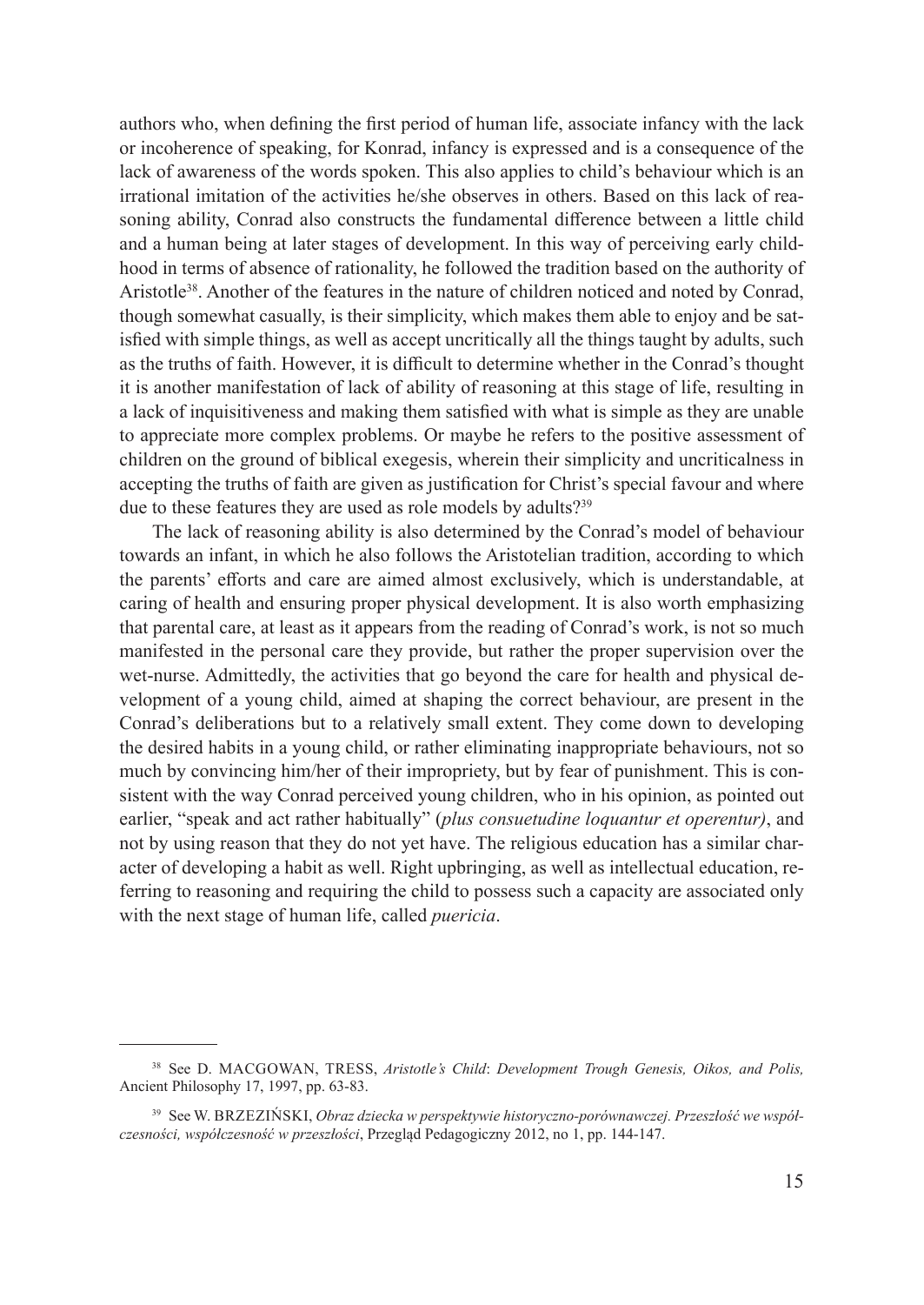authors who, when defining the first period of human life, associate infancy with the lack or incoherence of speaking, for Konrad, infancy is expressed and is a consequence of the lack of awareness of the words spoken. This also applies to child's behaviour which is an irrational imitation of the activities he/she observes in others. Based on this lack of reasoning ability, Conrad also constructs the fundamental difference between a little child and a human being at later stages of development. In this way of perceiving early childhood in terms of absence of rationality, he followed the tradition based on the authority of Aristotle[38]. Another of the features in the nature of children noticed and noted by Conrad, though somewhat casually, is their simplicity, which makes them able to enjoy and be satisfied with simple things, as well as accept uncritically all the things taught by adults, such as the truths of faith. However, it is difficult to determine whether in the Conrad's thought it is another manifestation of lack of ability of reasoning at this stage of life, resulting in a lack of inquisitiveness and making them satisfied with what is simple as they are unable to appreciate more complex problems. Or maybe he refers to the positive assessment of children on the ground of biblical exegesis, wherein their simplicity and uncriticalness in accepting the truths of faith are given as justification for Christ's special favour and where due to these features they are used as role models by adults?[39]

The lack of reasoning ability is also determined by the Conrad's model of behaviour towards an infant, in which he also follows the Aristotelian tradition, according to which the parents' efforts and care are aimed almost exclusively, which is understandable, at caring of health and ensuring proper physical development. It is also worth emphasizing that parental care, at least as it appears from the reading of Conrad's work, is not so much manifested in the personal care they provide, but rather the proper supervision over the wet-nurse. Admittedly, the activities that go beyond the care for health and physical development of a young child, aimed at shaping the correct behaviour, are present in the Conrad's deliberations but to a relatively small extent. They come down to developing the desired habits in a young child, or rather eliminating inappropriate behaviours, not so much by convincing him/her of their impropriety, but by fear of punishment. This is consistent with the way Conrad perceived young children, who in his opinion, as pointed out earlier, "speak and act rather habitually" (*plus consuetudine loquantur et operentur)*, and not by using reason that they do not yet have. The religious education has a similar character of developing a habit as well. Right upbringing, as well as intellectual education, referring to reasoning and requiring the child to possess such a capacity are associated only with the next stage of human life, called *puericia*.

---

[38] See D. MACGOWAN, TRESS, *Aristotle's Child*: *Development Trough Genesis, Oikos, and Polis,* Ancient Philosophy 17, 1997, pp. 63-83.

[39] See W. BRZEZIŃSKI, *Obraz dziecka w perspektywie historyczno-porównawczej. Przeszłość we współczesności, współczesność w przeszłości*, Przegląd Pedagogiczny 2012, no 1, pp. 144-147.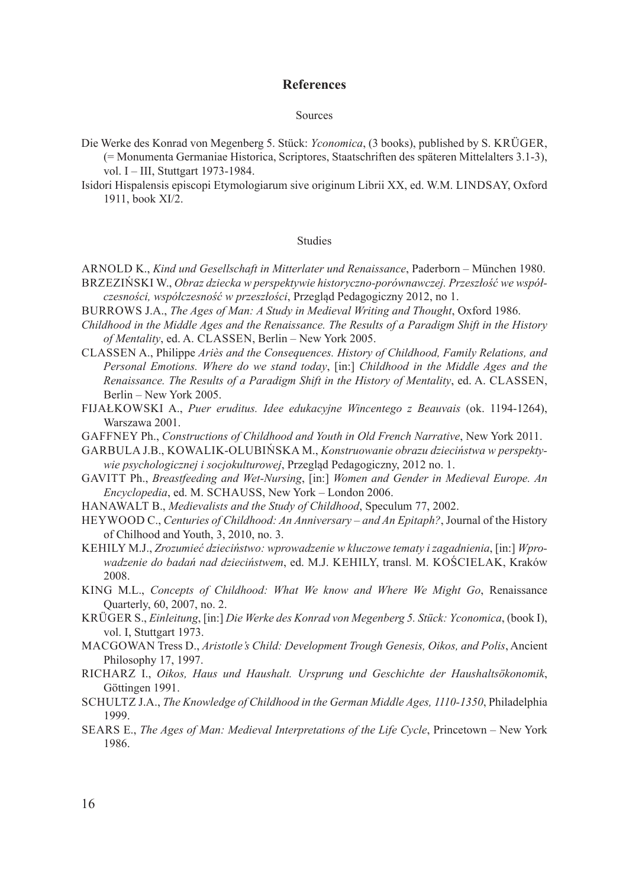## References

### Sources

Die Werke des Konrad von Megenberg 5. Stück: *Yconomica*, (3 books), published by S. KRÜGER, (= Monumenta Germaniae Historica, Scriptores, Staatschriften des späteren Mittelalters 3.1-3), vol. I – III, Stuttgart 1973-1984.

Isidori Hispalensis episcopi Etymologiarum sive originum Librii XX, ed. W.M. LINDSAY, Oxford 1911, book XI/2.

### Studies

ARNOLD K., *Kind und Gesellschaft in Mitterlater und Renaissance*, Paderborn – München 1980.

BRZEZIŃSKI W., *Obraz dziecka w perspektywie historyczno-porównawczej. Przeszłość we współczesności, współczesność w przeszłości*, Przegląd Pedagogiczny 2012, no 1.

BURROWS J.A., *The Ages of Man: A Study in Medieval Writing and Thought*, Oxford 1986.

*Childhood in the Middle Ages and the Renaissance. The Results of a Paradigm Shift in the History of Mentality*, ed. A. CLASSEN, Berlin – New York 2005.

CLASSEN A., Philippe *Ariès and the Consequences. History of Childhood, Family Relations, and Personal Emotions. Where do we stand today*, [in:] *Childhood in the Middle Ages and the Renaissance. The Results of a Paradigm Shift in the History of Mentality*, ed. A. CLASSEN, Berlin – New York 2005.

FIJAŁKOWSKI A., *Puer eruditus. Idee edukacyjne Wincentego z Beauvais* (ok. 1194-1264), Warszawa 2001.

GAFFNEY Ph., *Constructions of Childhood and Youth in Old French Narrative*, New York 2011.

GARBULA J.B., KOWALIK-OLUBIŃSKA M., *Konstruowanie obrazu dzieciństwa w perspektywie psychologicznej i socjokulturowej*, Przegląd Pedagogiczny, 2012 no. 1.

GAVITT Ph., *Breastfeeding and Wet-Nursing*, [in:] *Women and Gender in Medieval Europe. An Encyclopedia*, ed. M. SCHAUSS, New York – London 2006.

HANAWALT B., *Medievalists and the Study of Childhood*, Speculum 77, 2002.

HEYWOOD C., *Centuries of Childhood: An Anniversary – and An Epitaph?*, Journal of the History of Chilhood and Youth, 3, 2010, no. 3.

KEHILY M.J., *Zrozumieć dzieciństwo: wprowadzenie w kluczowe tematy i zagadnienia*, [in:] *Wprowadzenie do badań nad dzieciństwem*, ed. M.J. KEHILY, transl. M. KOŚCIELAK, Kraków 2008.

KING M.L., *Concepts of Childhood: What We know and Where We Might Go*, Renaissance Quarterly, 60, 2007, no. 2.

KRÜGER S., *Einleitung*, [in:] *Die Werke des Konrad von Megenberg 5. Stück: Yconomica*, (book I), vol. I, Stuttgart 1973.

MACGOWAN Tress D., *Aristotle's Child: Development Trough Genesis, Oikos, and Polis*, Ancient Philosophy 17, 1997.

RICHARZ I., *Oikos, Haus und Haushalt. Ursprung und Geschichte der Haushaltsökonomik*, Göttingen 1991.

SCHULTZ J.A., *The Knowledge of Childhood in the German Middle Ages, 1110-1350*, Philadelphia 1999.

SEARS E., *The Ages of Man: Medieval Interpretations of the Life Cycle*, Princetown – New York 1986.